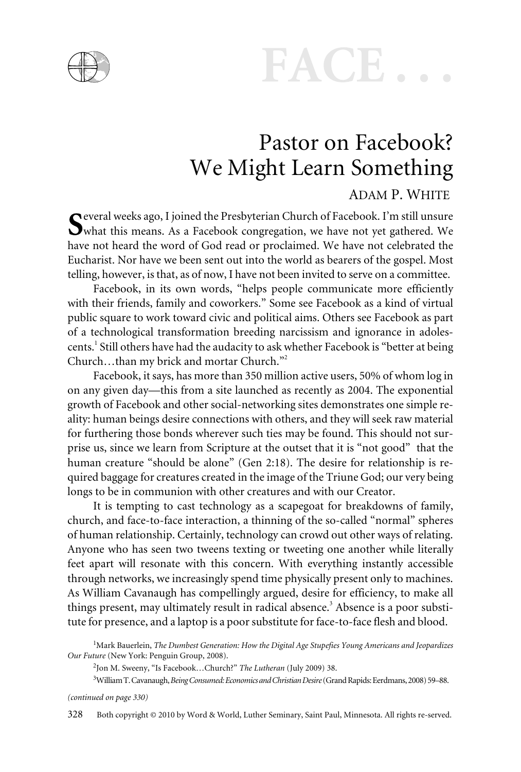# FACE . . .

## Pastor on Facebook? We Might Learn Something

ADAM P. WHITE

Several weeks ago, I joined the Presbyterian Church of Facebook. I'm still unsure what this means. As a Facebook congregation, we have not yet gathered. We have not heard the word of God read or proclaimed. We have not celebrated the Eucharist. Nor have we been sent out into the world as bearers of the gospel. Most telling, however, is that, as of now, I have not been invited to serve on a committee.

Facebook, in its own words, "helps people communicate more efficiently with their friends, family and coworkers." Some see Facebook as a kind of virtual public square to work toward civic and political aims. Others see Facebook as part of a technological transformation breeding narcissism and ignorance in adolescents.[1] Still others have had the audacity to ask whether Facebook is "better at being Church…than my brick and mortar Church."[2]

Facebook, it says, has more than 350 million active users, 50% of whom log in on any given day—this from a site launched as recently as 2004. The exponential growth of Facebook and other social-networking sites demonstrates one simple reality: human beings desire connections with others, and they will seek raw material for furthering those bonds wherever such ties may be found. This should not surprise us, since we learn from Scripture at the outset that it is "not good" that the human creature "should be alone" (Gen 2:18). The desire for relationship is required baggage for creatures created in the image of the Triune God; our very being longs to be in communion with other creatures and with our Creator.

It is tempting to cast technology as a scapegoat for breakdowns of family, church, and face-to-face interaction, a thinning of the so-called "normal" spheres of human relationship. Certainly, technology can crowd out other ways of relating. Anyone who has seen two tweens texting or tweeting one another while literally feet apart will resonate with this concern. With everything instantly accessible through networks, we increasingly spend time physically present only to machines. As William Cavanaugh has compellingly argued, desire for efficiency, to make all things present, may ultimately result in radical absence.[3] Absence is a poor substitute for presence, and a laptop is a poor substitute for face-to-face flesh and blood.

[1] Mark Bauerlein, *The Dumbest Generation: How the Digital Age Stupefies Young Americans and Jeopardizes Our Future* (New York: Penguin Group, 2008).

[2] Jon M. Sweeny, "Is Facebook…Church?" *The Lutheran* (July 2009) 38.

[3] William T. Cavanaugh, *Being Consumed: Economics and Christian Desire* (Grand Rapids: Eerdmans, 2008) 59–88.

*(continued on page 330)*

Both copyright © 2010 by Word & World, Luther Seminary, Saint Paul, Minnesota. All rights re-served.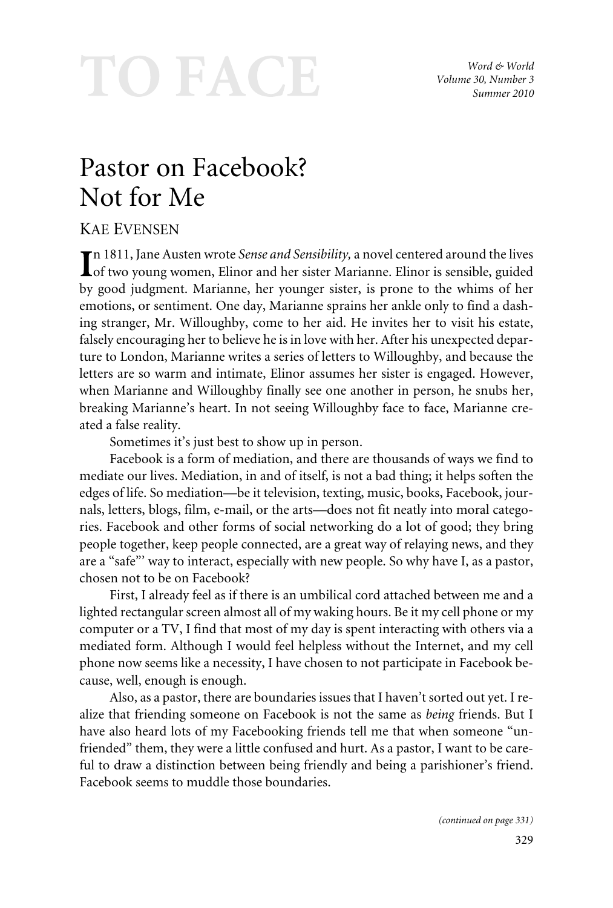# Pastor on Facebook? Not for Me

KAE EVENSEN

In 1811, Jane Austen wrote *Sense and Sensibility,* a novel centered around the lives of two young women, Elinor and her sister Marianne. Elinor is sensible, guided by good judgment. Marianne, her younger sister, is prone to the whims of her emotions, or sentiment. One day, Marianne sprains her ankle only to find a dashing stranger, Mr. Willoughby, come to her aid. He invites her to visit his estate, falsely encouraging her to believe he is in love with her. After his unexpected departure to London, Marianne writes a series of letters to Willoughby, and because the letters are so warm and intimate, Elinor assumes her sister is engaged. However, when Marianne and Willoughby finally see one another in person, he snubs her, breaking Marianne's heart. In not seeing Willoughby face to face, Marianne created a false reality.

Sometimes it's just best to show up in person.

Facebook is a form of mediation, and there are thousands of ways we find to mediate our lives. Mediation, in and of itself, is not a bad thing; it helps soften the edges of life. So mediation—be it television, texting, music, books, Facebook, journals, letters, blogs, film, e-mail, or the arts—does not fit neatly into moral categories. Facebook and other forms of social networking do a lot of good; they bring people together, keep people connected, are a great way of relaying news, and they are a "safe"' way to interact, especially with new people. So why have I, as a pastor, chosen not to be on Facebook?

First, I already feel as if there is an umbilical cord attached between me and a lighted rectangular screen almost all of my waking hours. Be it my cell phone or my computer or a TV, I find that most of my day is spent interacting with others via a mediated form. Although I would feel helpless without the Internet, and my cell phone now seems like a necessity, I have chosen to not participate in Facebook because, well, enough is enough.

Also, as a pastor, there are boundaries issues that I haven't sorted out yet. I realize that friending someone on Facebook is not the same as *being* friends. But I have also heard lots of my Facebooking friends tell me that when someone "unfriended" them, they were a little confused and hurt. As a pastor, I want to be careful to draw a distinction between being friendly and being a parishioner's friend. Facebook seems to muddle those boundaries.

*(continued on page 331)*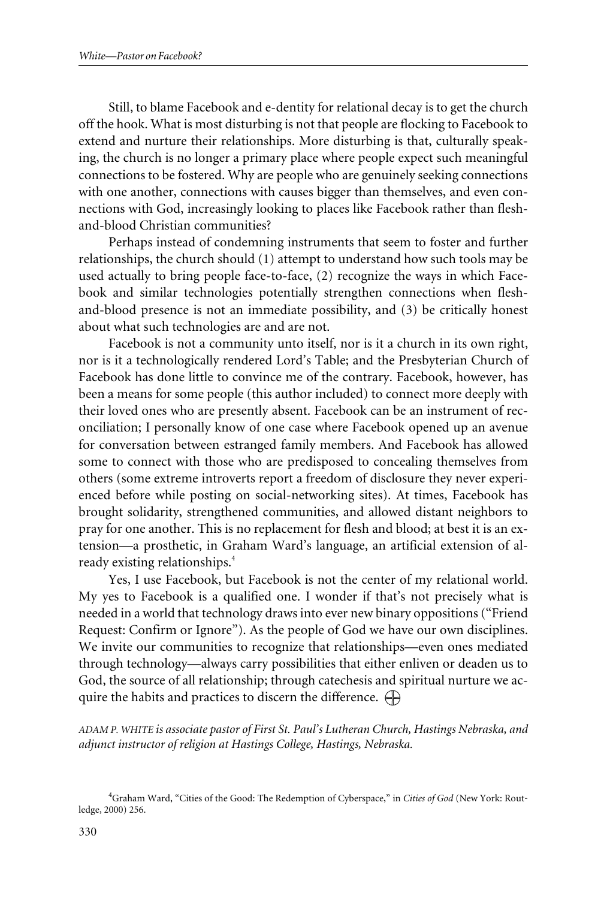Still, to blame Facebook and e-dentity for relational decay is to get the church off the hook. What is most disturbing is not that people are flocking to Facebook to extend and nurture their relationships. More disturbing is that, culturally speaking, the church is no longer a primary place where people expect such meaningful connections to be fostered. Why are people who are genuinely seeking connections with one another, connections with causes bigger than themselves, and even connections with God, increasingly looking to places like Facebook rather than flesh-and-blood Christian communities?

Perhaps instead of condemning instruments that seem to foster and further relationships, the church should (1) attempt to understand how such tools may be used actually to bring people face-to-face, (2) recognize the ways in which Facebook and similar technologies potentially strengthen connections when flesh-and-blood presence is not an immediate possibility, and (3) be critically honest about what such technologies are and are not.

Facebook is not a community unto itself, nor is it a church in its own right, nor is it a technologically rendered Lord's Table; and the Presbyterian Church of Facebook has done little to convince me of the contrary. Facebook, however, has been a means for some people (this author included) to connect more deeply with their loved ones who are presently absent. Facebook can be an instrument of reconciliation; I personally know of one case where Facebook opened up an avenue for conversation between estranged family members. And Facebook has allowed some to connect with those who are predisposed to concealing themselves from others (some extreme introverts report a freedom of disclosure they never experienced before while posting on social-networking sites). At times, Facebook has brought solidarity, strengthened communities, and allowed distant neighbors to pray for one another. This is no replacement for flesh and blood; at best it is an extension—a prosthetic, in Graham Ward's language, an artificial extension of already existing relationships.[4]

Yes, I use Facebook, but Facebook is not the center of my relational world. My yes to Facebook is a qualified one. I wonder if that's not precisely what is needed in a world that technology draws into ever new binary oppositions ("Friend Request: Confirm or Ignore"). As the people of God we have our own disciplines. We invite our communities to recognize that relationships—even ones mediated through technology—always carry possibilities that either enliven or deaden us to God, the source of all relationship; through catechesis and spiritual nurture we acquire the habits and practices to discern the difference.

*ADAM P. WHITE is associate pastor of First St. Paul's Lutheran Church, Hastings Nebraska, and adjunct instructor of religion at Hastings College, Hastings, Nebraska.*

[4]Graham Ward, "Cities of the Good: The Redemption of Cyberspace," in *Cities of God* (New York: Routledge, 2000) 256.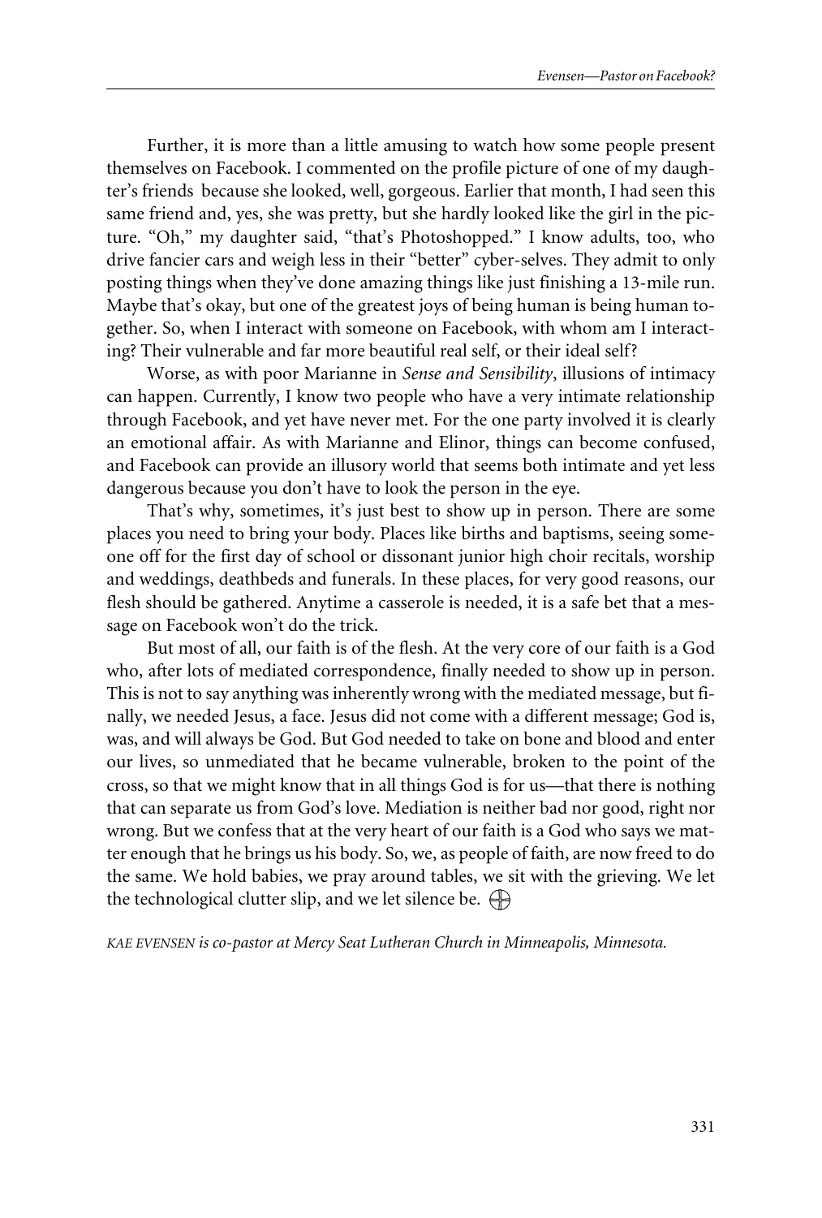Further, it is more than a little amusing to watch how some people present themselves on Facebook. I commented on the profile picture of one of my daughter's friends because she looked, well, gorgeous. Earlier that month, I had seen this same friend and, yes, she was pretty, but she hardly looked like the girl in the picture. "Oh," my daughter said, "that's Photoshopped." I know adults, too, who drive fancier cars and weigh less in their "better" cyber-selves. They admit to only posting things when they've done amazing things like just finishing a 13-mile run. Maybe that's okay, but one of the greatest joys of being human is being human together. So, when I interact with someone on Facebook, with whom am I interacting? Their vulnerable and far more beautiful real self, or their ideal self?

Worse, as with poor Marianne in *Sense and Sensibility*, illusions of intimacy can happen. Currently, I know two people who have a very intimate relationship through Facebook, and yet have never met. For the one party involved it is clearly an emotional affair. As with Marianne and Elinor, things can become confused, and Facebook can provide an illusory world that seems both intimate and yet less dangerous because you don't have to look the person in the eye.

That's why, sometimes, it's just best to show up in person. There are some places you need to bring your body. Places like births and baptisms, seeing someone off for the first day of school or dissonant junior high choir recitals, worship and weddings, deathbeds and funerals. In these places, for very good reasons, our flesh should be gathered. Anytime a casserole is needed, it is a safe bet that a message on Facebook won't do the trick.

But most of all, our faith is of the flesh. At the very core of our faith is a God who, after lots of mediated correspondence, finally needed to show up in person. This is not to say anything was inherently wrong with the mediated message, but finally, we needed Jesus, a face. Jesus did not come with a different message; God is, was, and will always be God. But God needed to take on bone and blood and enter our lives, so unmediated that he became vulnerable, broken to the point of the cross, so that we might know that in all things God is for us—that there is nothing that can separate us from God's love. Mediation is neither bad nor good, right nor wrong. But we confess that at the very heart of our faith is a God who says we matter enough that he brings us his body. So, we, as people of faith, are now freed to do the same. We hold babies, we pray around tables, we sit with the grieving. We let the technological clutter slip, and we let silence be. ⊕

*KAE EVENSEN is co-pastor at Mercy Seat Lutheran Church in Minneapolis, Minnesota.*